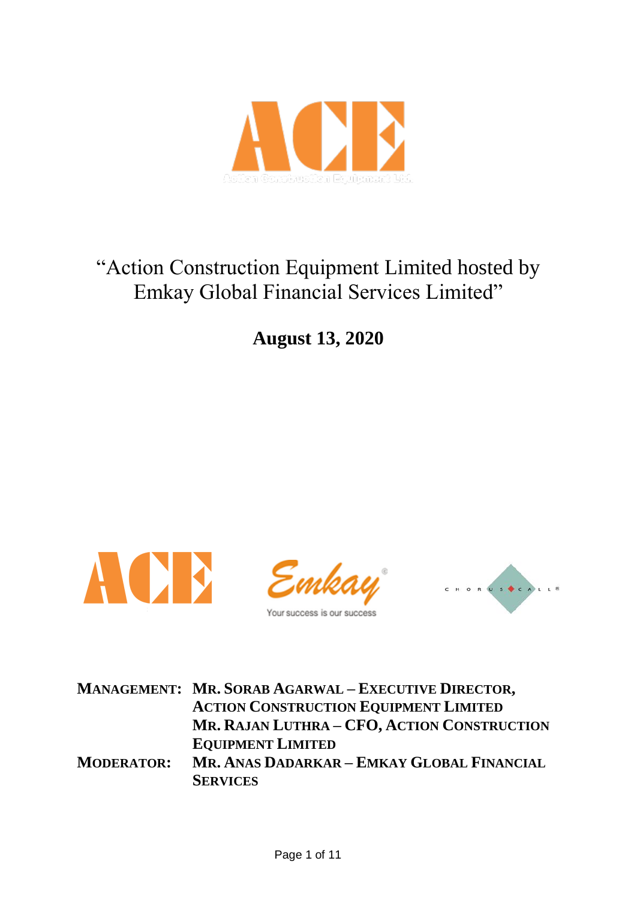# "Action Construction Equipment Limited hosted by Emkay Global Financial Services Limited"

**August 13, 2020**

**MANAGEMENT:** **MR. SORAB AGARWAL – EXECUTIVE DIRECTOR, ACTION CONSTRUCTION EQUIPMENT LIMITED**
**MR. RAJAN LUTHRA – CFO, ACTION CONSTRUCTION EQUIPMENT LIMITED**

**MODERATOR:** **MR. ANAS DADARKAR – EMKAY GLOBAL FINANCIAL SERVICES**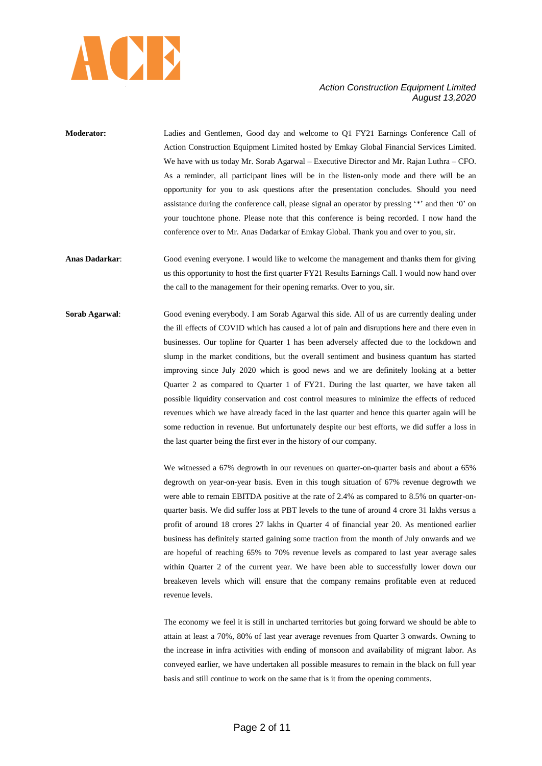**Moderator:** Ladies and Gentlemen, Good day and welcome to Q1 FY21 Earnings Conference Call of Action Construction Equipment Limited hosted by Emkay Global Financial Services Limited. We have with us today Mr. Sorab Agarwal – Executive Director and Mr. Rajan Luthra – CFO. As a reminder, all participant lines will be in the listen-only mode and there will be an opportunity for you to ask questions after the presentation concludes. Should you need assistance during the conference call, please signal an operator by pressing '*' and then '0' on your touchtone phone. Please note that this conference is being recorded. I now hand the conference over to Mr. Anas Dadarkar of Emkay Global. Thank you and over to you, sir.

**Anas Dadarkar**: Good evening everyone. I would like to welcome the management and thanks them for giving us this opportunity to host the first quarter FY21 Results Earnings Call. I would now hand over the call to the management for their opening remarks. Over to you, sir.

**Sorab Agarwal**: Good evening everybody. I am Sorab Agarwal this side. All of us are currently dealing under the ill effects of COVID which has caused a lot of pain and disruptions here and there even in businesses. Our topline for Quarter 1 has been adversely affected due to the lockdown and slump in the market conditions, but the overall sentiment and business quantum has started improving since July 2020 which is good news and we are definitely looking at a better Quarter 2 as compared to Quarter 1 of FY21. During the last quarter, we have taken all possible liquidity conservation and cost control measures to minimize the effects of reduced revenues which we have already faced in the last quarter and hence this quarter again will be some reduction in revenue. But unfortunately despite our best efforts, we did suffer a loss in the last quarter being the first ever in the history of our company.

We witnessed a 67% degrowth in our revenues on quarter-on-quarter basis and about a 65% degrowth on year-on-year basis. Even in this tough situation of 67% revenue degrowth we were able to remain EBITDA positive at the rate of 2.4% as compared to 8.5% on quarter-on-quarter basis. We did suffer loss at PBT levels to the tune of around 4 crore 31 lakhs versus a profit of around 18 crores 27 lakhs in Quarter 4 of financial year 20. As mentioned earlier business has definitely started gaining some traction from the month of July onwards and we are hopeful of reaching 65% to 70% revenue levels as compared to last year average sales within Quarter 2 of the current year. We have been able to successfully lower down our breakeven levels which will ensure that the company remains profitable even at reduced revenue levels.

The economy we feel it is still in uncharted territories but going forward we should be able to attain at least a 70%, 80% of last year average revenues from Quarter 3 onwards. Owning to the increase in infra activities with ending of monsoon and availability of migrant labor. As conveyed earlier, we have undertaken all possible measures to remain in the black on full year basis and still continue to work on the same that is it from the opening comments.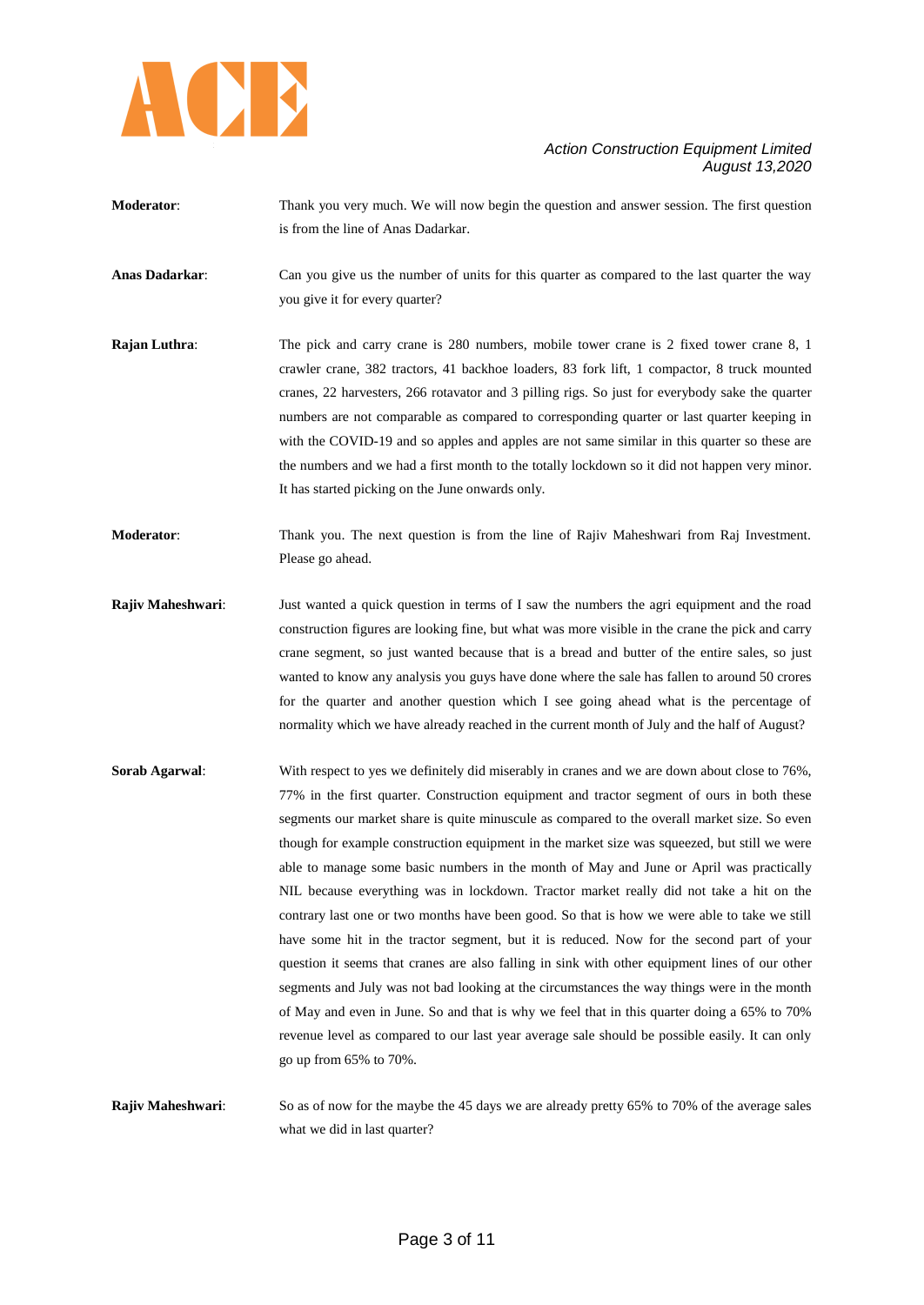**Moderator**: Thank you very much. We will now begin the question and answer session. The first question is from the line of Anas Dadarkar.

**Anas Dadarkar**: Can you give us the number of units for this quarter as compared to the last quarter the way you give it for every quarter?

**Rajan Luthra**: The pick and carry crane is 280 numbers, mobile tower crane is 2 fixed tower crane 8, 1 crawler crane, 382 tractors, 41 backhoe loaders, 83 fork lift, 1 compactor, 8 truck mounted cranes, 22 harvesters, 266 rotavator and 3 pilling rigs. So just for everybody sake the quarter numbers are not comparable as compared to corresponding quarter or last quarter keeping in with the COVID-19 and so apples and apples are not same similar in this quarter so these are the numbers and we had a first month to the totally lockdown so it did not happen very minor. It has started picking on the June onwards only.

**Moderator**: Thank you. The next question is from the line of Rajiv Maheshwari from Raj Investment. Please go ahead.

**Rajiv Maheshwari**: Just wanted a quick question in terms of I saw the numbers the agri equipment and the road construction figures are looking fine, but what was more visible in the crane the pick and carry crane segment, so just wanted because that is a bread and butter of the entire sales, so just wanted to know any analysis you guys have done where the sale has fallen to around 50 crores for the quarter and another question which I see going ahead what is the percentage of normality which we have already reached in the current month of July and the half of August?

**Sorab Agarwal**: With respect to yes we definitely did miserably in cranes and we are down about close to 76%, 77% in the first quarter. Construction equipment and tractor segment of ours in both these segments our market share is quite minuscule as compared to the overall market size. So even though for example construction equipment in the market size was squeezed, but still we were able to manage some basic numbers in the month of May and June or April was practically NIL because everything was in lockdown. Tractor market really did not take a hit on the contrary last one or two months have been good. So that is how we were able to take we still have some hit in the tractor segment, but it is reduced. Now for the second part of your question it seems that cranes are also falling in sink with other equipment lines of our other segments and July was not bad looking at the circumstances the way things were in the month of May and even in June. So and that is why we feel that in this quarter doing a 65% to 70% revenue level as compared to our last year average sale should be possible easily. It can only go up from 65% to 70%.

**Rajiv Maheshwari**: So as of now for the maybe the 45 days we are already pretty 65% to 70% of the average sales what we did in last quarter?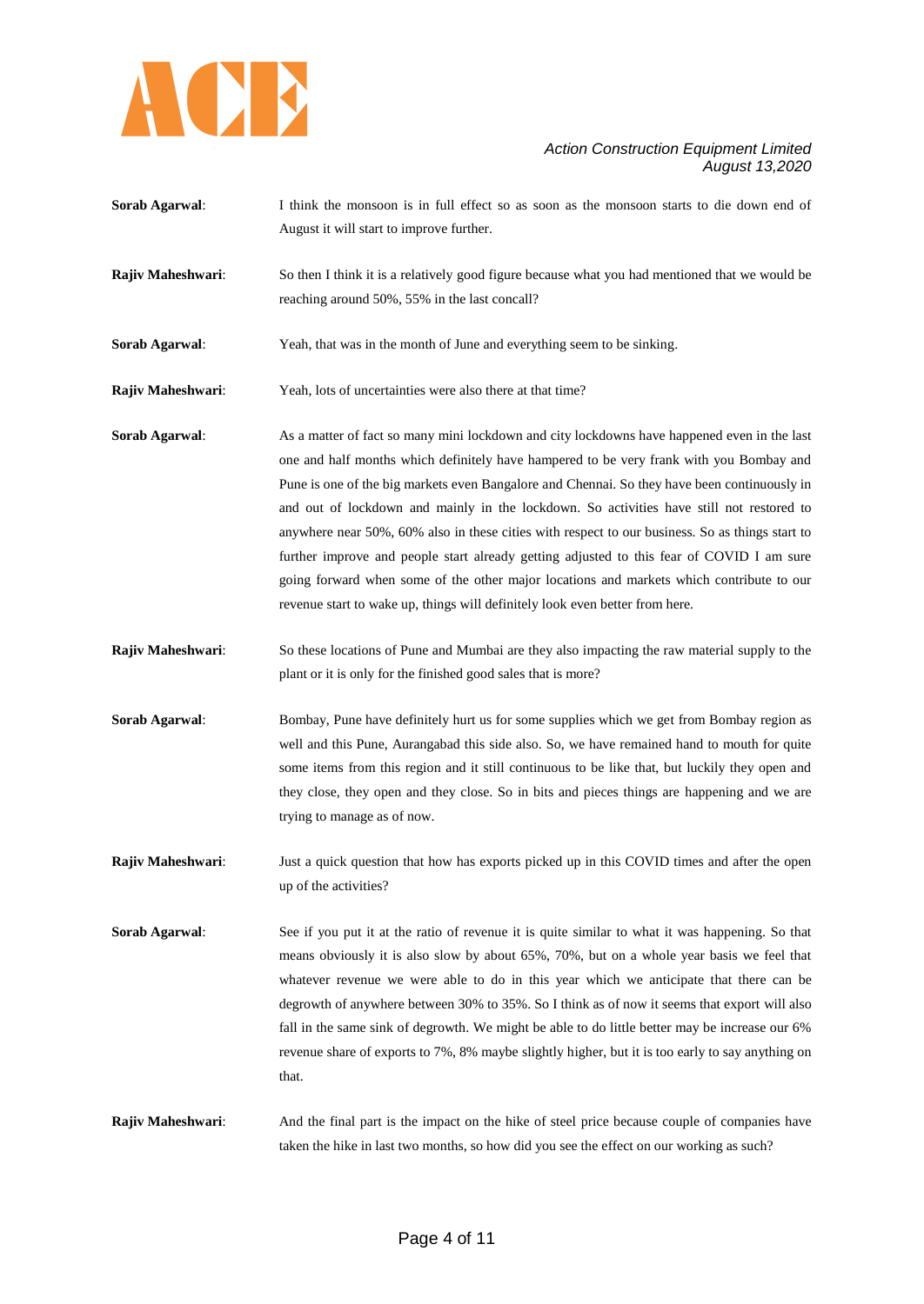**Sorab Agarwal**: I think the monsoon is in full effect so as soon as the monsoon starts to die down end of August it will start to improve further.

**Rajiv Maheshwari**: So then I think it is a relatively good figure because what you had mentioned that we would be reaching around 50%, 55% in the last concall?

**Sorab Agarwal**: Yeah, that was in the month of June and everything seem to be sinking.

**Rajiv Maheshwari**: Yeah, lots of uncertainties were also there at that time?

**Sorab Agarwal**: As a matter of fact so many mini lockdown and city lockdowns have happened even in the last one and half months which definitely have hampered to be very frank with you Bombay and Pune is one of the big markets even Bangalore and Chennai. So they have been continuously in and out of lockdown and mainly in the lockdown. So activities have still not restored to anywhere near 50%, 60% also in these cities with respect to our business. So as things start to further improve and people start already getting adjusted to this fear of COVID I am sure going forward when some of the other major locations and markets which contribute to our revenue start to wake up, things will definitely look even better from here.

**Rajiv Maheshwari**: So these locations of Pune and Mumbai are they also impacting the raw material supply to the plant or it is only for the finished good sales that is more?

**Sorab Agarwal**: Bombay, Pune have definitely hurt us for some supplies which we get from Bombay region as well and this Pune, Aurangabad this side also. So, we have remained hand to mouth for quite some items from this region and it still continuous to be like that, but luckily they open and they close, they open and they close. So in bits and pieces things are happening and we are trying to manage as of now.

**Rajiv Maheshwari**: Just a quick question that how has exports picked up in this COVID times and after the open up of the activities?

**Sorab Agarwal**: See if you put it at the ratio of revenue it is quite similar to what it was happening. So that means obviously it is also slow by about 65%, 70%, but on a whole year basis we feel that whatever revenue we were able to do in this year which we anticipate that there can be degrowth of anywhere between 30% to 35%. So I think as of now it seems that export will also fall in the same sink of degrowth. We might be able to do little better may be increase our 6% revenue share of exports to 7%, 8% maybe slightly higher, but it is too early to say anything on that.

**Rajiv Maheshwari**: And the final part is the impact on the hike of steel price because couple of companies have taken the hike in last two months, so how did you see the effect on our working as such?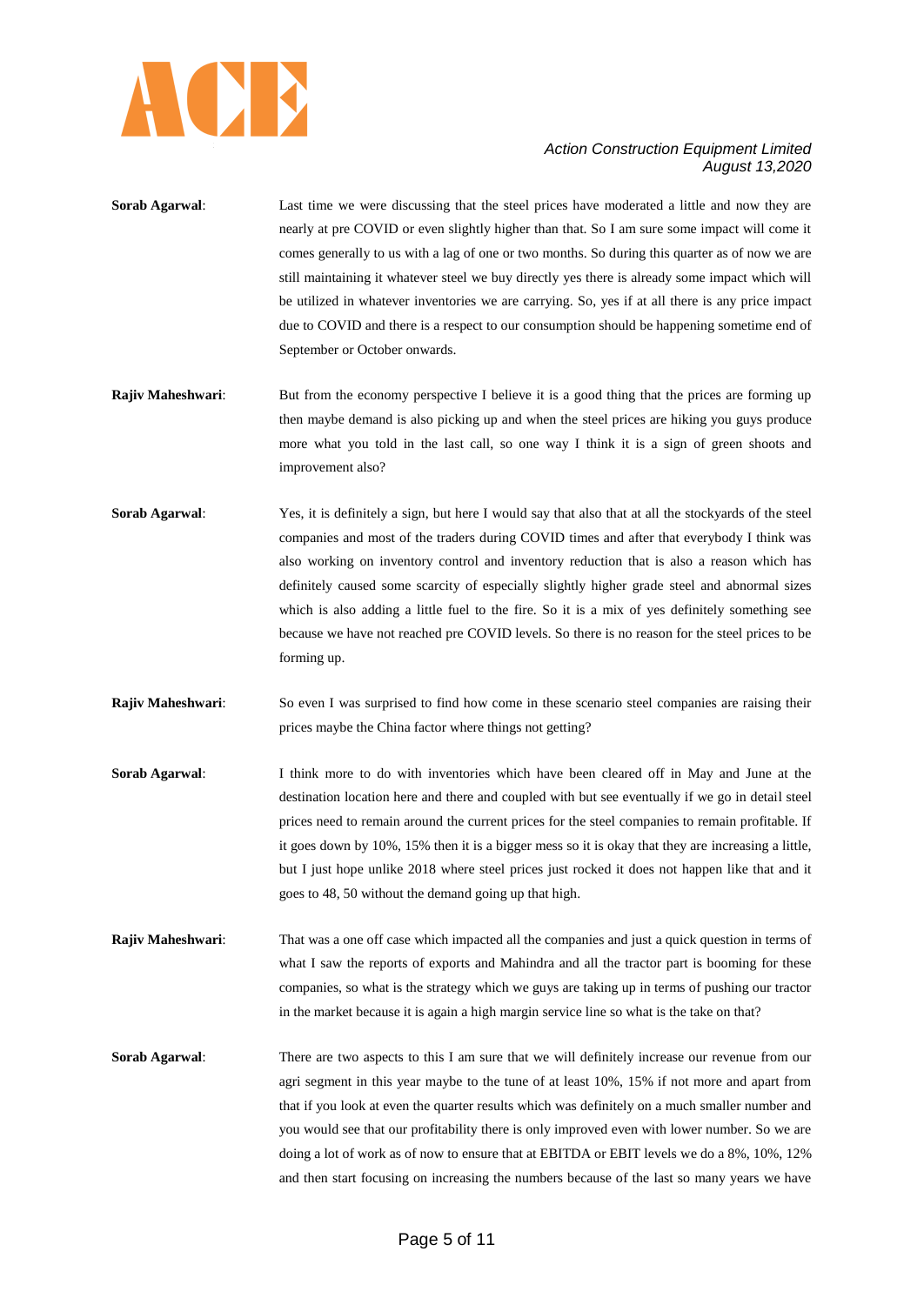**Sorab Agarwal**: Last time we were discussing that the steel prices have moderated a little and now they are nearly at pre COVID or even slightly higher than that. So I am sure some impact will come it comes generally to us with a lag of one or two months. So during this quarter as of now we are still maintaining it whatever steel we buy directly yes there is already some impact which will be utilized in whatever inventories we are carrying. So, yes if at all there is any price impact due to COVID and there is a respect to our consumption should be happening sometime end of September or October onwards.

**Rajiv Maheshwari**: But from the economy perspective I believe it is a good thing that the prices are forming up then maybe demand is also picking up and when the steel prices are hiking you guys produce more what you told in the last call, so one way I think it is a sign of green shoots and improvement also?

**Sorab Agarwal**: Yes, it is definitely a sign, but here I would say that also that at all the stockyards of the steel companies and most of the traders during COVID times and after that everybody I think was also working on inventory control and inventory reduction that is also a reason which has definitely caused some scarcity of especially slightly higher grade steel and abnormal sizes which is also adding a little fuel to the fire. So it is a mix of yes definitely something see because we have not reached pre COVID levels. So there is no reason for the steel prices to be forming up.

**Rajiv Maheshwari**: So even I was surprised to find how come in these scenario steel companies are raising their prices maybe the China factor where things not getting?

**Sorab Agarwal**: I think more to do with inventories which have been cleared off in May and June at the destination location here and there and coupled with but see eventually if we go in detail steel prices need to remain around the current prices for the steel companies to remain profitable. If it goes down by 10%, 15% then it is a bigger mess so it is okay that they are increasing a little, but I just hope unlike 2018 where steel prices just rocked it does not happen like that and it goes to 48, 50 without the demand going up that high.

**Rajiv Maheshwari**: That was a one off case which impacted all the companies and just a quick question in terms of what I saw the reports of exports and Mahindra and all the tractor part is booming for these companies, so what is the strategy which we guys are taking up in terms of pushing our tractor in the market because it is again a high margin service line so what is the take on that?

**Sorab Agarwal**: There are two aspects to this I am sure that we will definitely increase our revenue from our agri segment in this year maybe to the tune of at least 10%, 15% if not more and apart from that if you look at even the quarter results which was definitely on a much smaller number and you would see that our profitability there is only improved even with lower number. So we are doing a lot of work as of now to ensure that at EBITDA or EBIT levels we do a 8%, 10%, 12% and then start focusing on increasing the numbers because of the last so many years we have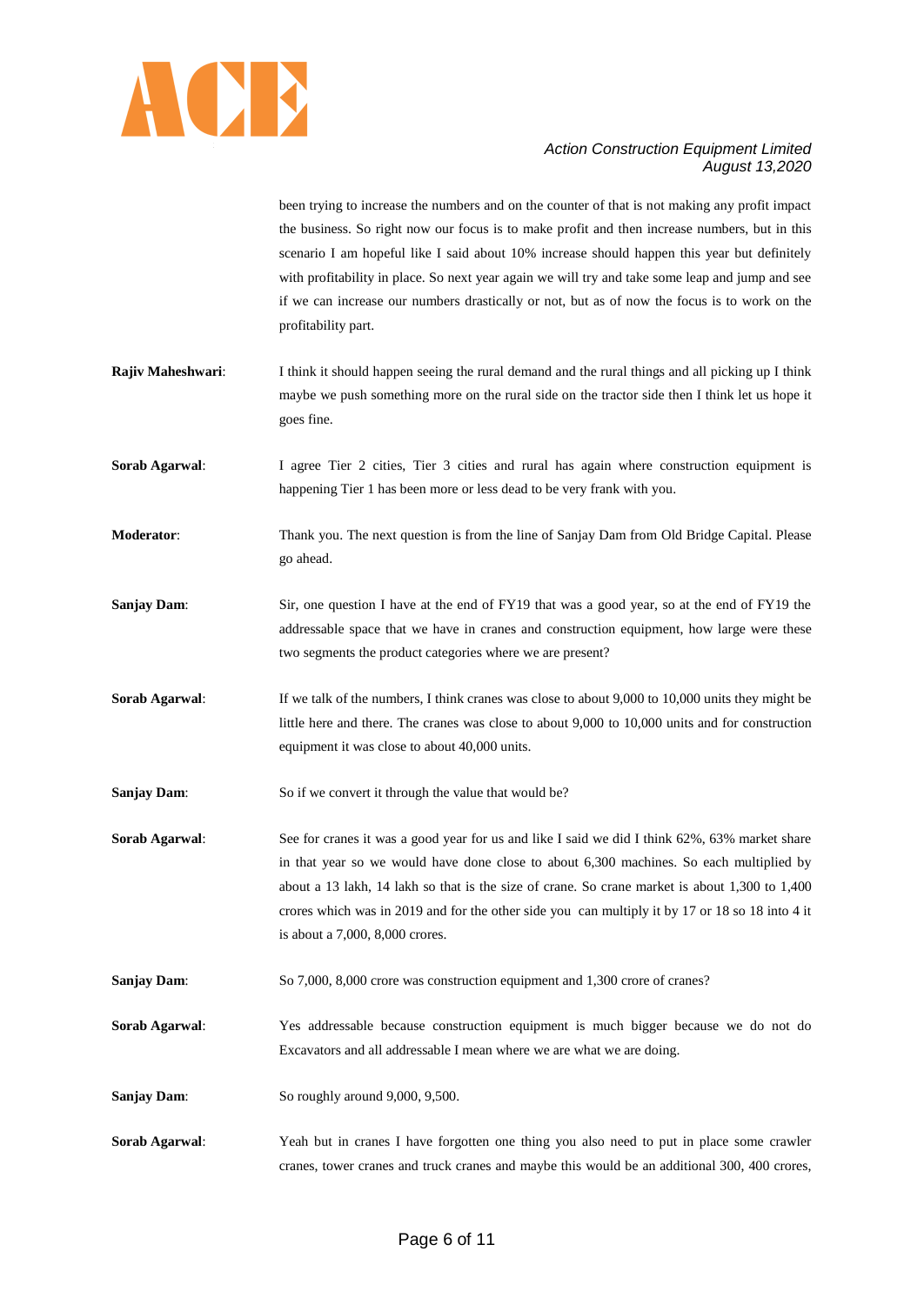been trying to increase the numbers and on the counter of that is not making any profit impact the business. So right now our focus is to make profit and then increase numbers, but in this scenario I am hopeful like I said about 10% increase should happen this year but definitely with profitability in place. So next year again we will try and take some leap and jump and see if we can increase our numbers drastically or not, but as of now the focus is to work on the profitability part.

**Rajiv Maheshwari**: I think it should happen seeing the rural demand and the rural things and all picking up I think maybe we push something more on the rural side on the tractor side then I think let us hope it goes fine.

**Sorab Agarwal**: I agree Tier 2 cities, Tier 3 cities and rural has again where construction equipment is happening Tier 1 has been more or less dead to be very frank with you.

**Moderator**: Thank you. The next question is from the line of Sanjay Dam from Old Bridge Capital. Please go ahead.

**Sanjay Dam**: Sir, one question I have at the end of FY19 that was a good year, so at the end of FY19 the addressable space that we have in cranes and construction equipment, how large were these two segments the product categories where we are present?

**Sorab Agarwal**: If we talk of the numbers, I think cranes was close to about 9,000 to 10,000 units they might be little here and there. The cranes was close to about 9,000 to 10,000 units and for construction equipment it was close to about 40,000 units.

**Sanjay Dam**: So if we convert it through the value that would be?

**Sorab Agarwal**: See for cranes it was a good year for us and like I said we did I think 62%, 63% market share in that year so we would have done close to about 6,300 machines. So each multiplied by about a 13 lakh, 14 lakh so that is the size of crane. So crane market is about 1,300 to 1,400 crores which was in 2019 and for the other side you can multiply it by 17 or 18 so 18 into 4 it is about a 7,000, 8,000 crores.

**Sanjay Dam**: So 7,000, 8,000 crore was construction equipment and 1,300 crore of cranes?

**Sorab Agarwal**: Yes addressable because construction equipment is much bigger because we do not do Excavators and all addressable I mean where we are what we are doing.

**Sanjay Dam**: So roughly around 9,000, 9,500.

**Sorab Agarwal**: Yeah but in cranes I have forgotten one thing you also need to put in place some crawler cranes, tower cranes and truck cranes and maybe this would be an additional 300, 400 crores,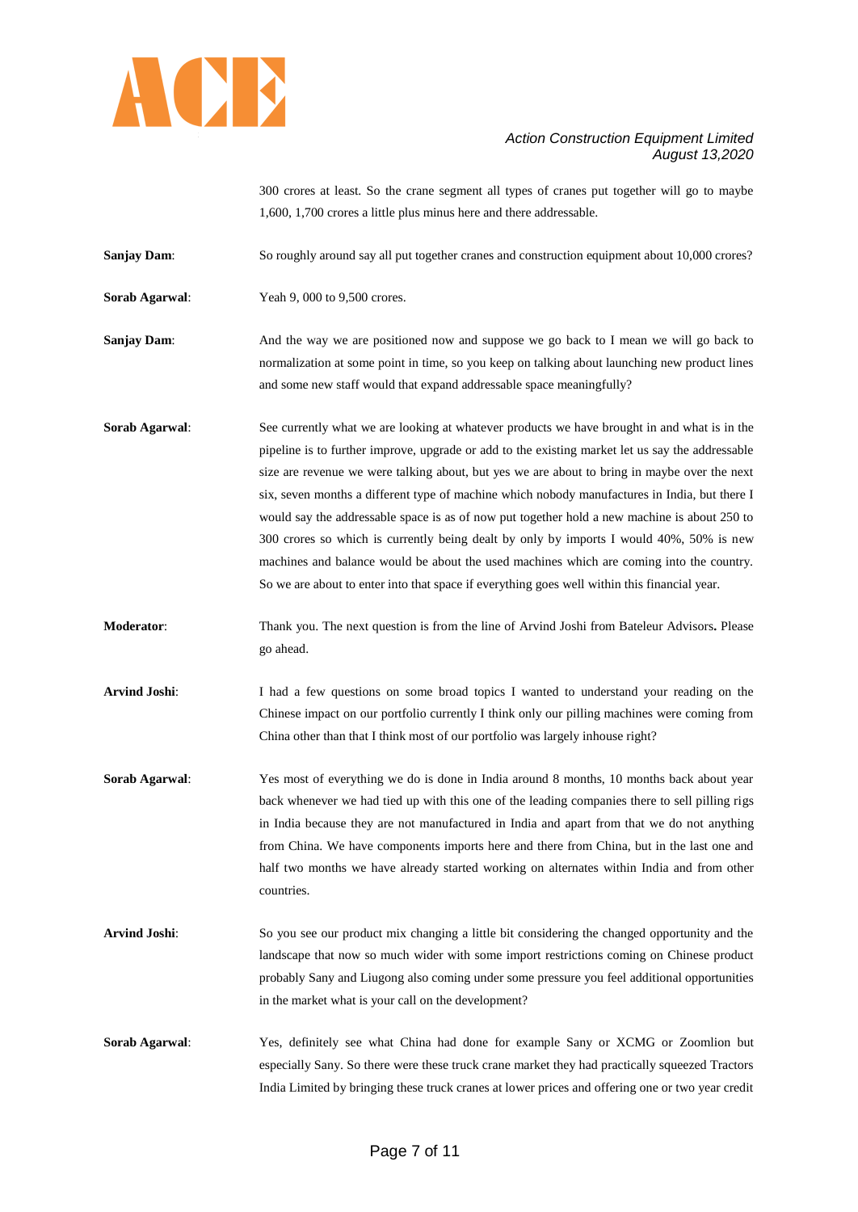300 crores at least. So the crane segment all types of cranes put together will go to maybe 1,600, 1,700 crores a little plus minus here and there addressable.

**Sanjay Dam**: So roughly around say all put together cranes and construction equipment about 10,000 crores?

**Sorab Agarwal**: Yeah 9, 000 to 9,500 crores.

**Sanjay Dam**: And the way we are positioned now and suppose we go back to I mean we will go back to normalization at some point in time, so you keep on talking about launching new product lines and some new staff would that expand addressable space meaningfully?

**Sorab Agarwal**: See currently what we are looking at whatever products we have brought in and what is in the pipeline is to further improve, upgrade or add to the existing market let us say the addressable size are revenue we were talking about, but yes we are about to bring in maybe over the next six, seven months a different type of machine which nobody manufactures in India, but there I would say the addressable space is as of now put together hold a new machine is about 250 to 300 crores so which is currently being dealt by only by imports I would 40%, 50% is new machines and balance would be about the used machines which are coming into the country. So we are about to enter into that space if everything goes well within this financial year.

**Moderator**: Thank you. The next question is from the line of Arvind Joshi from Bateleur Advisors**.** Please go ahead.

**Arvind Joshi**: I had a few questions on some broad topics I wanted to understand your reading on the Chinese impact on our portfolio currently I think only our pilling machines were coming from China other than that I think most of our portfolio was largely inhouse right?

**Sorab Agarwal**: Yes most of everything we do is done in India around 8 months, 10 months back about year back whenever we had tied up with this one of the leading companies there to sell pilling rigs in India because they are not manufactured in India and apart from that we do not anything from China. We have components imports here and there from China, but in the last one and half two months we have already started working on alternates within India and from other countries.

**Arvind Joshi**: So you see our product mix changing a little bit considering the changed opportunity and the landscape that now so much wider with some import restrictions coming on Chinese product probably Sany and Liugong also coming under some pressure you feel additional opportunities in the market what is your call on the development?

**Sorab Agarwal**: Yes, definitely see what China had done for example Sany or XCMG or Zoomlion but especially Sany. So there were these truck crane market they had practically squeezed Tractors India Limited by bringing these truck cranes at lower prices and offering one or two year credit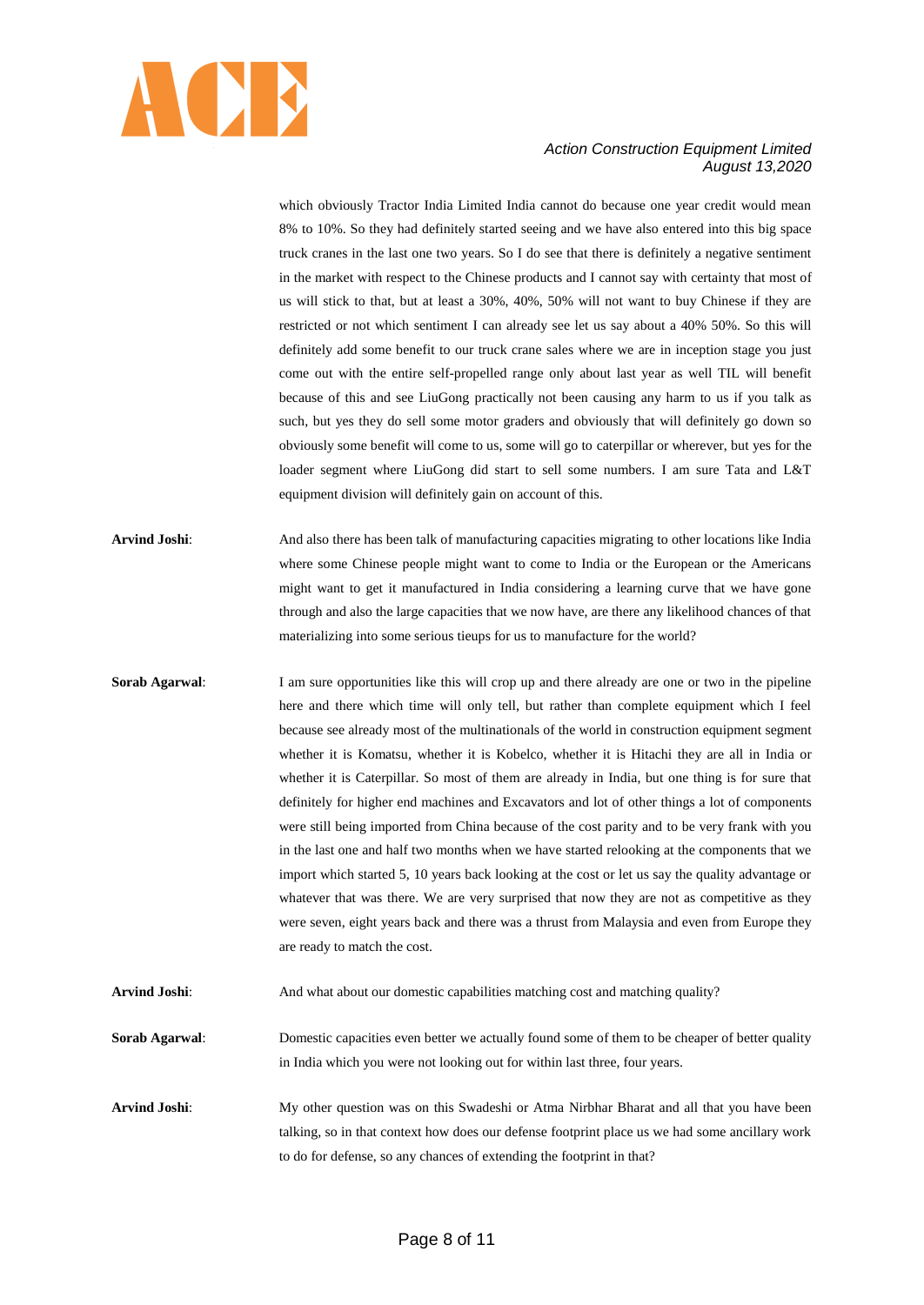which obviously Tractor India Limited India cannot do because one year credit would mean 8% to 10%. So they had definitely started seeing and we have also entered into this big space truck cranes in the last one two years. So I do see that there is definitely a negative sentiment in the market with respect to the Chinese products and I cannot say with certainty that most of us will stick to that, but at least a 30%, 40%, 50% will not want to buy Chinese if they are restricted or not which sentiment I can already see let us say about a 40% 50%. So this will definitely add some benefit to our truck crane sales where we are in inception stage you just come out with the entire self-propelled range only about last year as well TIL will benefit because of this and see LiuGong practically not been causing any harm to us if you talk as such, but yes they do sell some motor graders and obviously that will definitely go down so obviously some benefit will come to us, some will go to caterpillar or wherever, but yes for the loader segment where LiuGong did start to sell some numbers. I am sure Tata and L&T equipment division will definitely gain on account of this.

**Arvind Joshi**: And also there has been talk of manufacturing capacities migrating to other locations like India where some Chinese people might want to come to India or the European or the Americans might want to get it manufactured in India considering a learning curve that we have gone through and also the large capacities that we now have, are there any likelihood chances of that materializing into some serious tieups for us to manufacture for the world?

**Sorab Agarwal**: I am sure opportunities like this will crop up and there already are one or two in the pipeline here and there which time will only tell, but rather than complete equipment which I feel because see already most of the multinationals of the world in construction equipment segment whether it is Komatsu, whether it is Kobelco, whether it is Hitachi they are all in India or whether it is Caterpillar. So most of them are already in India, but one thing is for sure that definitely for higher end machines and Excavators and lot of other things a lot of components were still being imported from China because of the cost parity and to be very frank with you in the last one and half two months when we have started relooking at the components that we import which started 5, 10 years back looking at the cost or let us say the quality advantage or whatever that was there. We are very surprised that now they are not as competitive as they were seven, eight years back and there was a thrust from Malaysia and even from Europe they are ready to match the cost.

**Arvind Joshi**: And what about our domestic capabilities matching cost and matching quality?

**Sorab Agarwal**: Domestic capacities even better we actually found some of them to be cheaper of better quality in India which you were not looking out for within last three, four years.

**Arvind Joshi**: My other question was on this Swadeshi or Atma Nirbhar Bharat and all that you have been talking, so in that context how does our defense footprint place us we had some ancillary work to do for defense, so any chances of extending the footprint in that?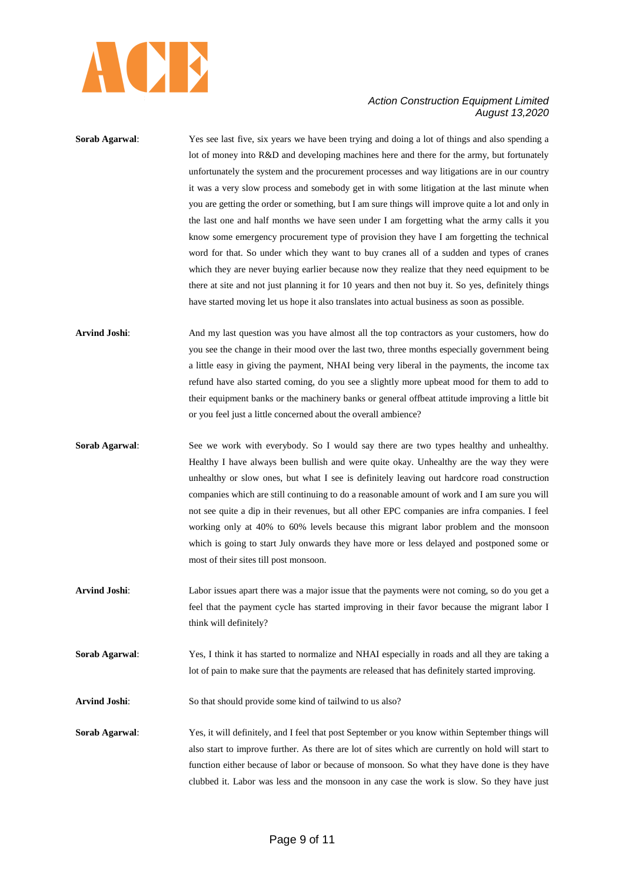**Sorab Agarwal**: Yes see last five, six years we have been trying and doing a lot of things and also spending a lot of money into R&D and developing machines here and there for the army, but fortunately unfortunately the system and the procurement processes and way litigations are in our country it was a very slow process and somebody get in with some litigation at the last minute when you are getting the order or something, but I am sure things will improve quite a lot and only in the last one and half months we have seen under I am forgetting what the army calls it you know some emergency procurement type of provision they have I am forgetting the technical word for that. So under which they want to buy cranes all of a sudden and types of cranes which they are never buying earlier because now they realize that they need equipment to be there at site and not just planning it for 10 years and then not buy it. So yes, definitely things have started moving let us hope it also translates into actual business as soon as possible.

**Arvind Joshi**: And my last question was you have almost all the top contractors as your customers, how do you see the change in their mood over the last two, three months especially government being a little easy in giving the payment, NHAI being very liberal in the payments, the income tax refund have also started coming, do you see a slightly more upbeat mood for them to add to their equipment banks or the machinery banks or general offbeat attitude improving a little bit or you feel just a little concerned about the overall ambience?

**Sorab Agarwal**: See we work with everybody. So I would say there are two types healthy and unhealthy. Healthy I have always been bullish and were quite okay. Unhealthy are the way they were unhealthy or slow ones, but what I see is definitely leaving out hardcore road construction companies which are still continuing to do a reasonable amount of work and I am sure you will not see quite a dip in their revenues, but all other EPC companies are infra companies. I feel working only at 40% to 60% levels because this migrant labor problem and the monsoon which is going to start July onwards they have more or less delayed and postponed some or most of their sites till post monsoon.

**Arvind Joshi**: Labor issues apart there was a major issue that the payments were not coming, so do you get a feel that the payment cycle has started improving in their favor because the migrant labor I think will definitely?

**Sorab Agarwal**: Yes, I think it has started to normalize and NHAI especially in roads and all they are taking a lot of pain to make sure that the payments are released that has definitely started improving.

**Arvind Joshi**: So that should provide some kind of tailwind to us also?

**Sorab Agarwal**: Yes, it will definitely, and I feel that post September or you know within September things will also start to improve further. As there are lot of sites which are currently on hold will start to function either because of labor or because of monsoon. So what they have done is they have clubbed it. Labor was less and the monsoon in any case the work is slow. So they have just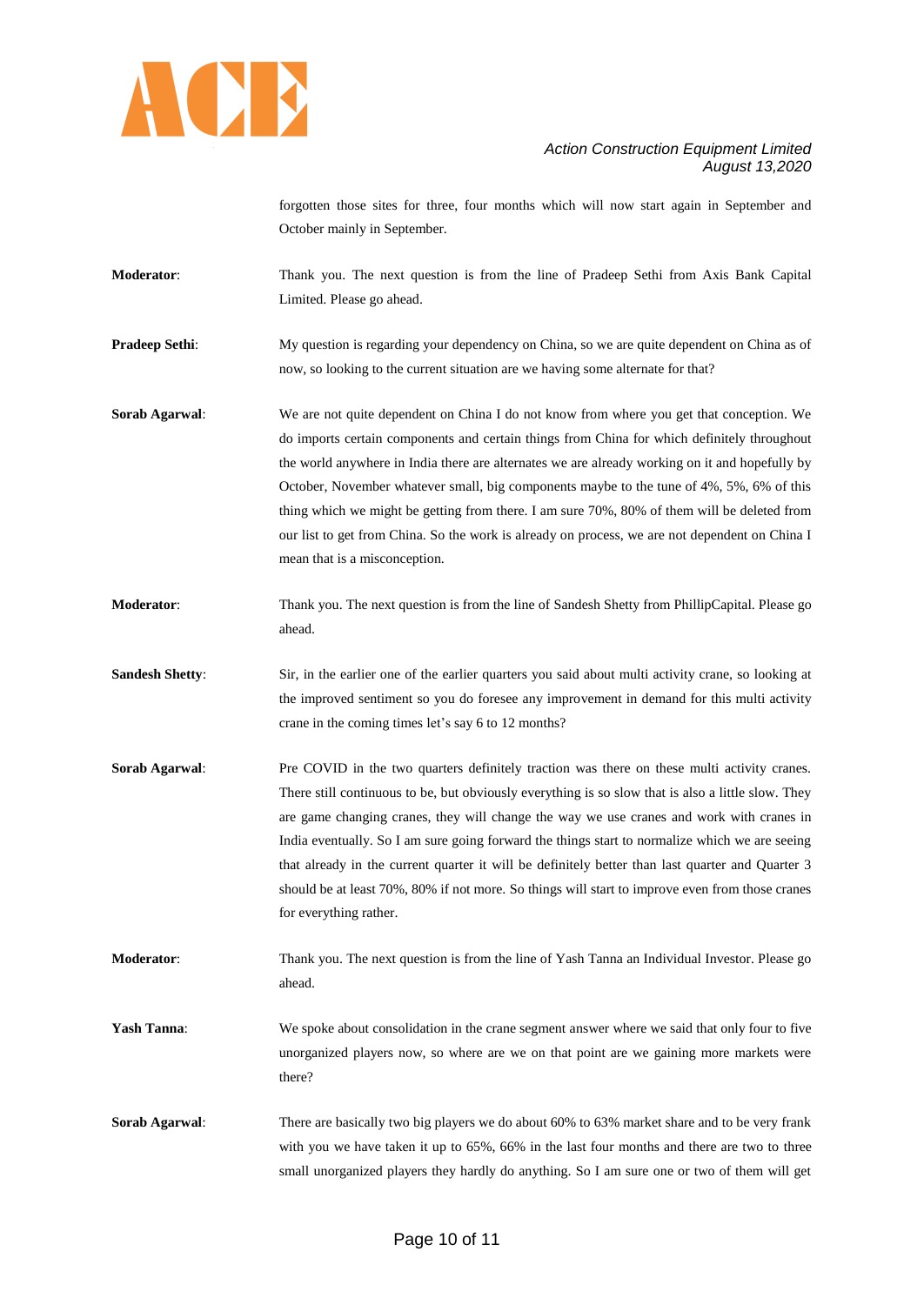forgotten those sites for three, four months which will now start again in September and October mainly in September.

**Moderator**: Thank you. The next question is from the line of Pradeep Sethi from Axis Bank Capital Limited. Please go ahead.

**Pradeep Sethi**: My question is regarding your dependency on China, so we are quite dependent on China as of now, so looking to the current situation are we having some alternate for that?

**Sorab Agarwal**: We are not quite dependent on China I do not know from where you get that conception. We do imports certain components and certain things from China for which definitely throughout the world anywhere in India there are alternates we are already working on it and hopefully by October, November whatever small, big components maybe to the tune of 4%, 5%, 6% of this thing which we might be getting from there. I am sure 70%, 80% of them will be deleted from our list to get from China. So the work is already on process, we are not dependent on China I mean that is a misconception.

**Moderator**: Thank you. The next question is from the line of Sandesh Shetty from PhillipCapital. Please go ahead.

**Sandesh Shetty**: Sir, in the earlier one of the earlier quarters you said about multi activity crane, so looking at the improved sentiment so you do foresee any improvement in demand for this multi activity crane in the coming times let's say 6 to 12 months?

**Sorab Agarwal**: Pre COVID in the two quarters definitely traction was there on these multi activity cranes. There still continuous to be, but obviously everything is so slow that is also a little slow. They are game changing cranes, they will change the way we use cranes and work with cranes in India eventually. So I am sure going forward the things start to normalize which we are seeing that already in the current quarter it will be definitely better than last quarter and Quarter 3 should be at least 70%, 80% if not more. So things will start to improve even from those cranes for everything rather.

**Moderator**: Thank you. The next question is from the line of Yash Tanna an Individual Investor. Please go ahead.

**Yash Tanna**: We spoke about consolidation in the crane segment answer where we said that only four to five unorganized players now, so where are we on that point are we gaining more markets were there?

**Sorab Agarwal**: There are basically two big players we do about 60% to 63% market share and to be very frank with you we have taken it up to 65%, 66% in the last four months and there are two to three small unorganized players they hardly do anything. So I am sure one or two of them will get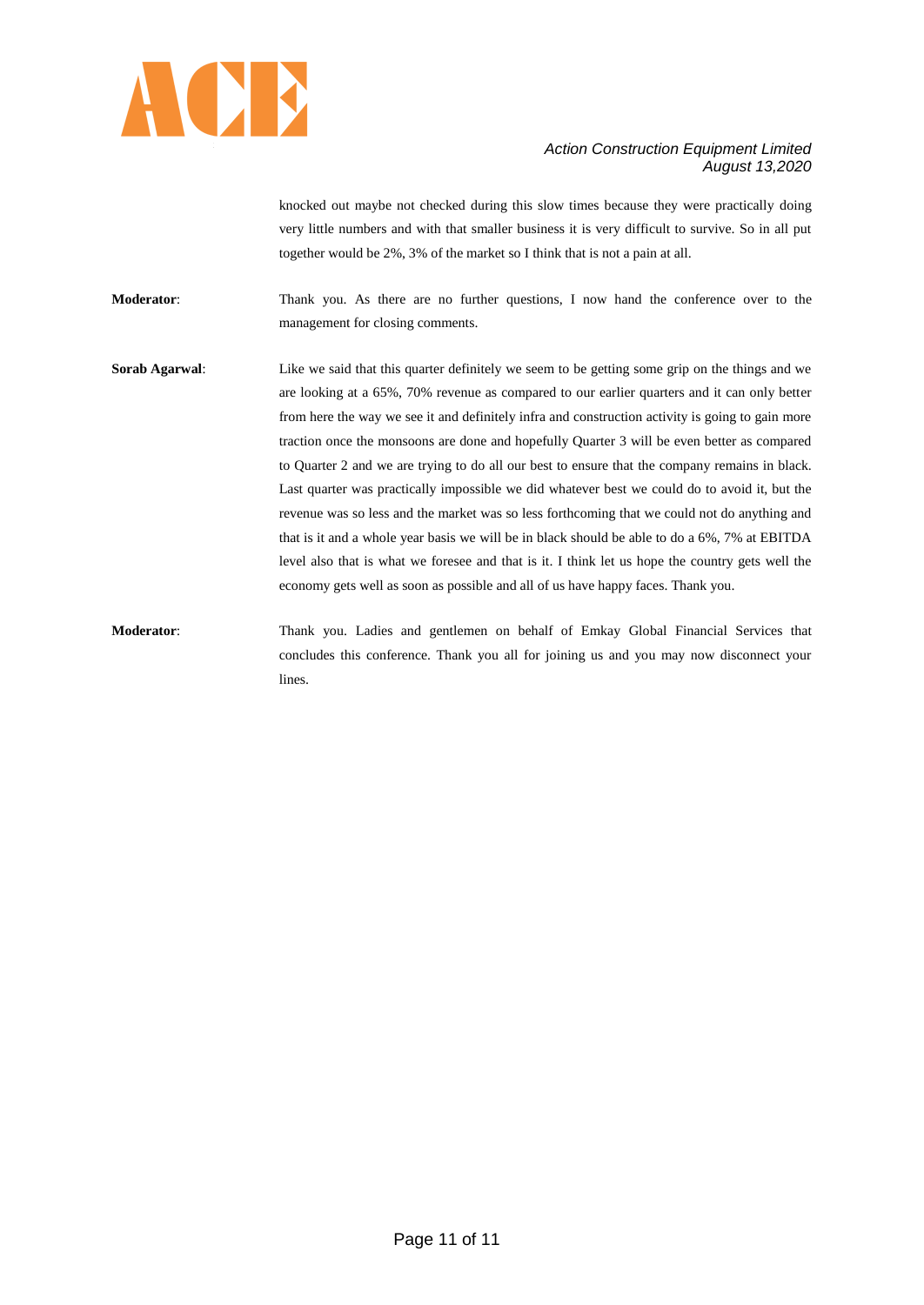knocked out maybe not checked during this slow times because they were practically doing very little numbers and with that smaller business it is very difficult to survive. So in all put together would be 2%, 3% of the market so I think that is not a pain at all.

**Moderator**: Thank you. As there are no further questions, I now hand the conference over to the management for closing comments.

**Sorab Agarwal**: Like we said that this quarter definitely we seem to be getting some grip on the things and we are looking at a 65%, 70% revenue as compared to our earlier quarters and it can only better from here the way we see it and definitely infra and construction activity is going to gain more traction once the monsoons are done and hopefully Quarter 3 will be even better as compared to Quarter 2 and we are trying to do all our best to ensure that the company remains in black. Last quarter was practically impossible we did whatever best we could do to avoid it, but the revenue was so less and the market was so less forthcoming that we could not do anything and that is it and a whole year basis we will be in black should be able to do a 6%, 7% at EBITDA level also that is what we foresee and that is it. I think let us hope the country gets well the economy gets well as soon as possible and all of us have happy faces. Thank you.

**Moderator**: Thank you. Ladies and gentlemen on behalf of Emkay Global Financial Services that concludes this conference. Thank you all for joining us and you may now disconnect your lines.